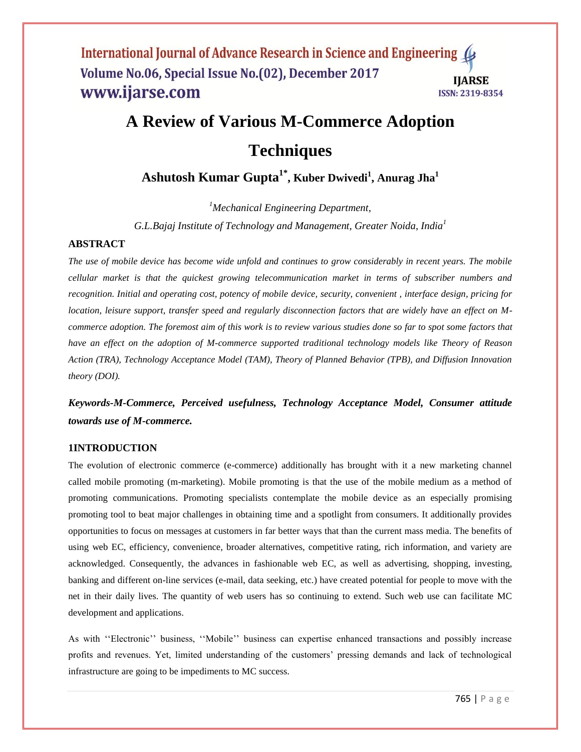# A Review of Various M-Commerce Adoption Techniques

**Ashutosh Kumar Gupta[1*], Kuber Dwivedi[1], Anurag Jha[1]**

*[1]Mechanical Engineering Department,*

*G.L.Bajaj Institute of Technology and Management, Greater Noida, India[1]*

## ABSTRACT

*The use of mobile device has become wide unfold and continues to grow considerably in recent years. The mobile cellular market is that the quickest growing telecommunication market in terms of subscriber numbers and recognition. Initial and operating cost, potency of mobile device, security, convenient , interface design, pricing for location, leisure support, transfer speed and regularly disconnection factors that are widely have an effect on M-commerce adoption. The foremost aim of this work is to review various studies done so far to spot some factors that have an effect on the adoption of M-commerce supported traditional technology models like Theory of Reason Action (TRA), Technology Acceptance Model (TAM), Theory of Planned Behavior (TPB), and Diffusion Innovation theory (DOI).*

***Keywords-M-Commerce, Perceived usefulness, Technology Acceptance Model, Consumer attitude towards use of M-commerce.***

## 1INTRODUCTION

The evolution of electronic commerce (e-commerce) additionally has brought with it a new marketing channel called mobile promoting (m-marketing). Mobile promoting is that the use of the mobile medium as a method of promoting communications. Promoting specialists contemplate the mobile device as an especially promising promoting tool to beat major challenges in obtaining time and a spotlight from consumers. It additionally provides opportunities to focus on messages at customers in far better ways that than the current mass media. The benefits of using web EC, efficiency, convenience, broader alternatives, competitive rating, rich information, and variety are acknowledged. Consequently, the advances in fashionable web EC, as well as advertising, shopping, investing, banking and different on-line services (e-mail, data seeking, etc.) have created potential for people to move with the net in their daily lives. The quantity of web users has so continuing to extend. Such web use can facilitate MC development and applications.

As with ''Electronic'' business, ''Mobile'' business can expertise enhanced transactions and possibly increase profits and revenues. Yet, limited understanding of the customers' pressing demands and lack of technological infrastructure are going to be impediments to MC success.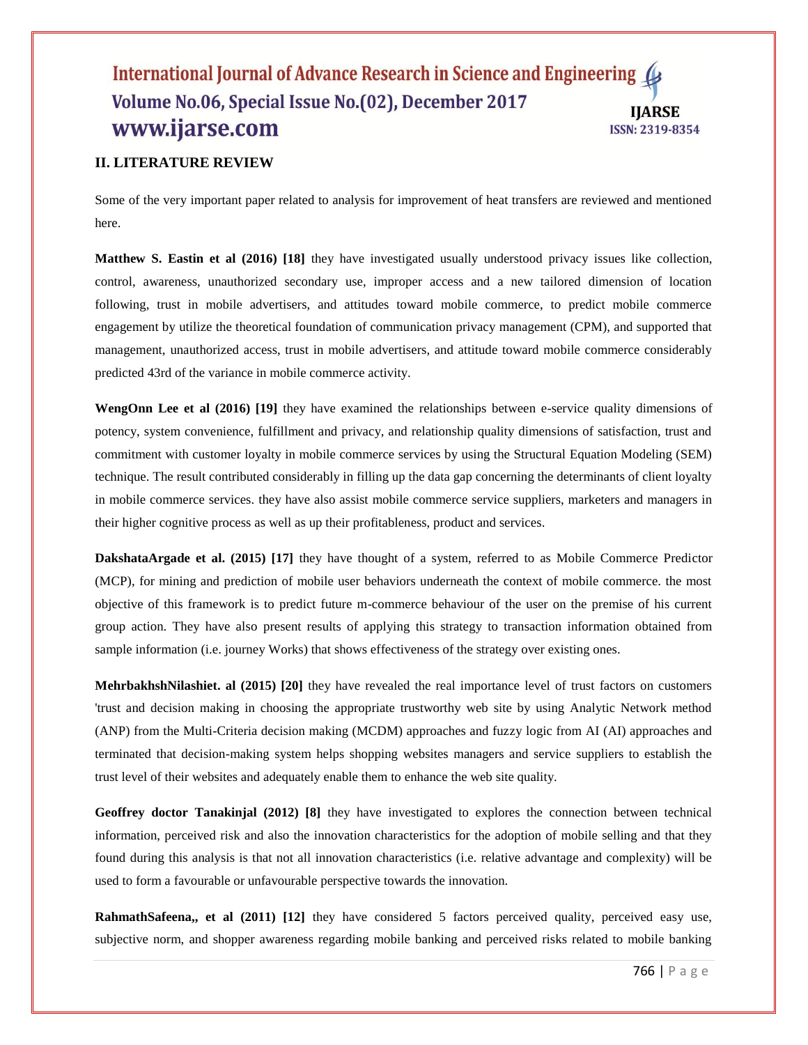## II. LITERATURE REVIEW

Some of the very important paper related to analysis for improvement of heat transfers are reviewed and mentioned here.

**Matthew S. Eastin et al (2016) [18]** they have investigated usually understood privacy issues like collection, control, awareness, unauthorized secondary use, improper access and a new tailored dimension of location following, trust in mobile advertisers, and attitudes toward mobile commerce, to predict mobile commerce engagement by utilize the theoretical foundation of communication privacy management (CPM), and supported that management, unauthorized access, trust in mobile advertisers, and attitude toward mobile commerce considerably predicted 43rd of the variance in mobile commerce activity.

**WengOnn Lee et al (2016) [19]** they have examined the relationships between e-service quality dimensions of potency, system convenience, fulfillment and privacy, and relationship quality dimensions of satisfaction, trust and commitment with customer loyalty in mobile commerce services by using the Structural Equation Modeling (SEM) technique. The result contributed considerably in filling up the data gap concerning the determinants of client loyalty in mobile commerce services. they have also assist mobile commerce service suppliers, marketers and managers in their higher cognitive process as well as up their profitableness, product and services.

**DakshataArgade et al. (2015) [17]** they have thought of a system, referred to as Mobile Commerce Predictor (MCP), for mining and prediction of mobile user behaviors underneath the context of mobile commerce. the most objective of this framework is to predict future m-commerce behaviour of the user on the premise of his current group action. They have also present results of applying this strategy to transaction information obtained from sample information (i.e. journey Works) that shows effectiveness of the strategy over existing ones.

**MehrbakhshNilashiet. al (2015) [20]** they have revealed the real importance level of trust factors on customers 'trust and decision making in choosing the appropriate trustworthy web site by using Analytic Network method (ANP) from the Multi-Criteria decision making (MCDM) approaches and fuzzy logic from AI (AI) approaches and terminated that decision-making system helps shopping websites managers and service suppliers to establish the trust level of their websites and adequately enable them to enhance the web site quality.

**Geoffrey doctor Tanakinjal (2012) [8]** they have investigated to explores the connection between technical information, perceived risk and also the innovation characteristics for the adoption of mobile selling and that they found during this analysis is that not all innovation characteristics (i.e. relative advantage and complexity) will be used to form a favourable or unfavourable perspective towards the innovation.

**RahmathSafeena,, et al (2011) [12]** they have considered 5 factors perceived quality, perceived easy use, subjective norm, and shopper awareness regarding mobile banking and perceived risks related to mobile banking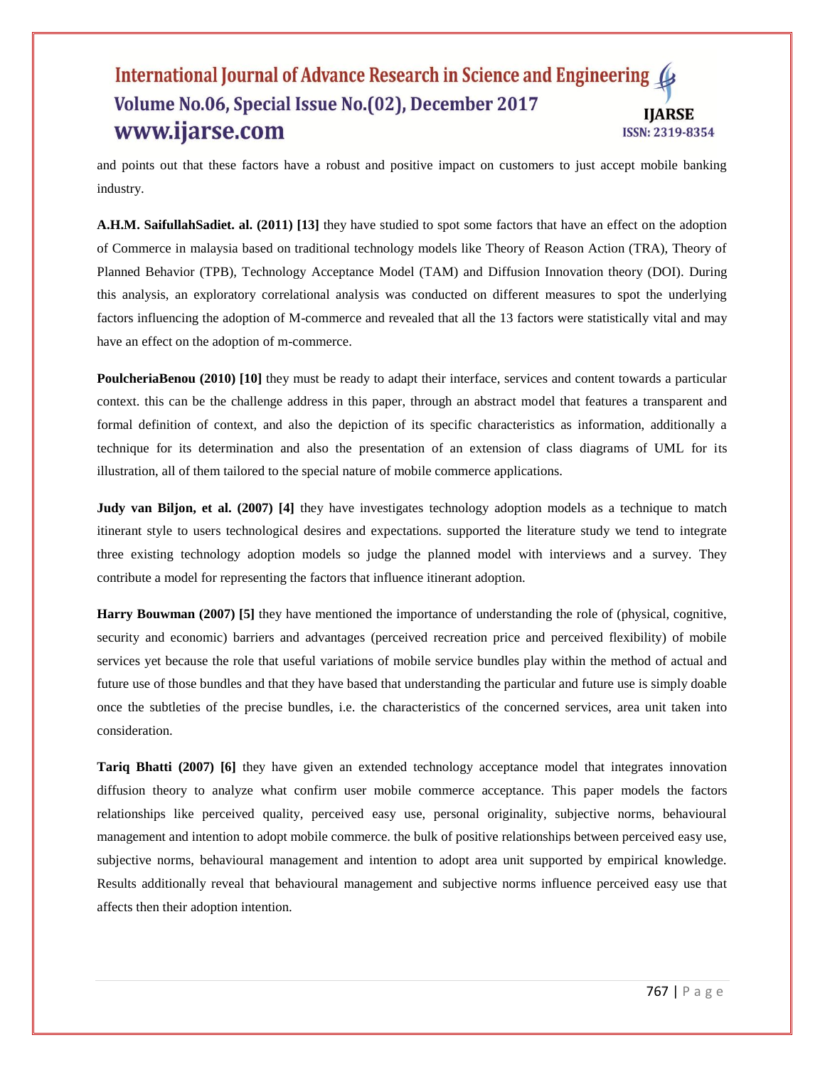and points out that these factors have a robust and positive impact on customers to just accept mobile banking industry.

**A.H.M. SaifullahSadiet. al. (2011) [13]** they have studied to spot some factors that have an effect on the adoption of Commerce in malaysia based on traditional technology models like Theory of Reason Action (TRA), Theory of Planned Behavior (TPB), Technology Acceptance Model (TAM) and Diffusion Innovation theory (DOI). During this analysis, an exploratory correlational analysis was conducted on different measures to spot the underlying factors influencing the adoption of M-commerce and revealed that all the 13 factors were statistically vital and may have an effect on the adoption of m-commerce.

**PoulcheriaBenou (2010) [10]** they must be ready to adapt their interface, services and content towards a particular context. this can be the challenge address in this paper, through an abstract model that features a transparent and formal definition of context, and also the depiction of its specific characteristics as information, additionally a technique for its determination and also the presentation of an extension of class diagrams of UML for its illustration, all of them tailored to the special nature of mobile commerce applications.

**Judy van Biljon, et al. (2007) [4]** they have investigates technology adoption models as a technique to match itinerant style to users technological desires and expectations. supported the literature study we tend to integrate three existing technology adoption models so judge the planned model with interviews and a survey. They contribute a model for representing the factors that influence itinerant adoption.

**Harry Bouwman (2007) [5]** they have mentioned the importance of understanding the role of (physical, cognitive, security and economic) barriers and advantages (perceived recreation price and perceived flexibility) of mobile services yet because the role that useful variations of mobile service bundles play within the method of actual and future use of those bundles and that they have based that understanding the particular and future use is simply doable once the subtleties of the precise bundles, i.e. the characteristics of the concerned services, area unit taken into consideration.

**Tariq Bhatti (2007) [6]** they have given an extended technology acceptance model that integrates innovation diffusion theory to analyze what confirm user mobile commerce acceptance. This paper models the factors relationships like perceived quality, perceived easy use, personal originality, subjective norms, behavioural management and intention to adopt mobile commerce. the bulk of positive relationships between perceived easy use, subjective norms, behavioural management and intention to adopt area unit supported by empirical knowledge. Results additionally reveal that behavioural management and subjective norms influence perceived easy use that affects then their adoption intention.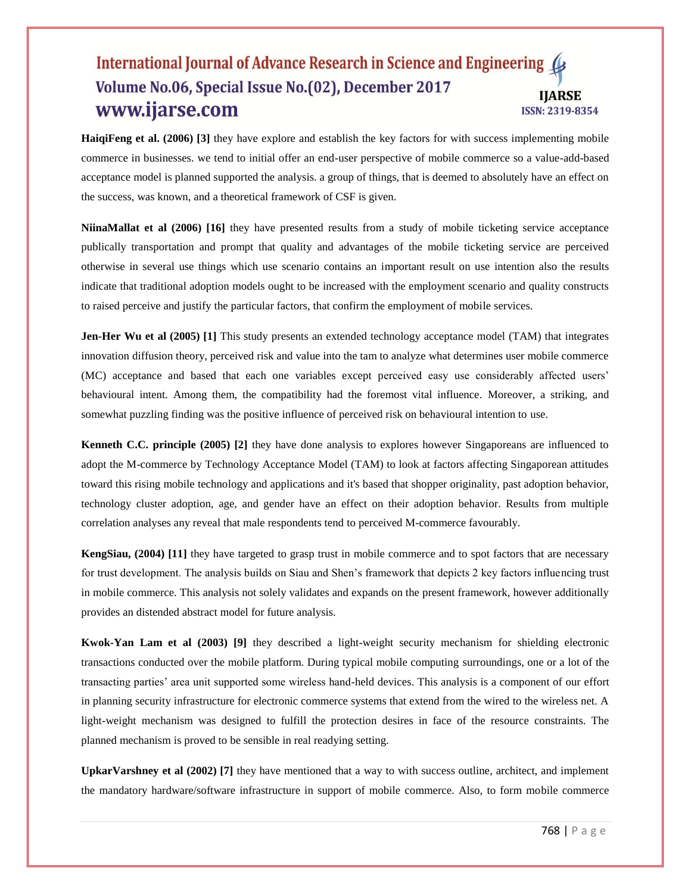**HaiqiFeng et al. (2006) [3]** they have explore and establish the key factors for with success implementing mobile commerce in businesses. we tend to initial offer an end-user perspective of mobile commerce so a value-add-based acceptance model is planned supported the analysis. a group of things, that is deemed to absolutely have an effect on the success, was known, and a theoretical framework of CSF is given.

**NiinaMallat et al (2006) [16]** they have presented results from a study of mobile ticketing service acceptance publically transportation and prompt that quality and advantages of the mobile ticketing service are perceived otherwise in several use things which use scenario contains an important result on use intention also the results indicate that traditional adoption models ought to be increased with the employment scenario and quality constructs to raised perceive and justify the particular factors, that confirm the employment of mobile services.

**Jen-Her Wu et al (2005) [1]** This study presents an extended technology acceptance model (TAM) that integrates innovation diffusion theory, perceived risk and value into the tam to analyze what determines user mobile commerce (MC) acceptance and based that each one variables except perceived easy use considerably affected users' behavioural intent. Among them, the compatibility had the foremost vital influence. Moreover, a striking, and somewhat puzzling finding was the positive influence of perceived risk on behavioural intention to use.

**Kenneth C.C. principle (2005) [2]** they have done analysis to explores however Singaporeans are influenced to adopt the M-commerce by Technology Acceptance Model (TAM) to look at factors affecting Singaporean attitudes toward this rising mobile technology and applications and it's based that shopper originality, past adoption behavior, technology cluster adoption, age, and gender have an effect on their adoption behavior. Results from multiple correlation analyses any reveal that male respondents tend to perceived M-commerce favourably.

**KengSiau, (2004) [11]** they have targeted to grasp trust in mobile commerce and to spot factors that are necessary for trust development. The analysis builds on Siau and Shen's framework that depicts 2 key factors influencing trust in mobile commerce. This analysis not solely validates and expands on the present framework, however additionally provides an distended abstract model for future analysis.

**Kwok-Yan Lam et al (2003) [9]** they described a light-weight security mechanism for shielding electronic transactions conducted over the mobile platform. During typical mobile computing surroundings, one or a lot of the transacting parties' area unit supported some wireless hand-held devices. This analysis is a component of our effort in planning security infrastructure for electronic commerce systems that extend from the wired to the wireless net. A light-weight mechanism was designed to fulfill the protection desires in face of the resource constraints. The planned mechanism is proved to be sensible in real readying setting.

**UpkarVarshney et al (2002) [7]** they have mentioned that a way to with success outline, architect, and implement the mandatory hardware/software infrastructure in support of mobile commerce. Also, to form mobile commerce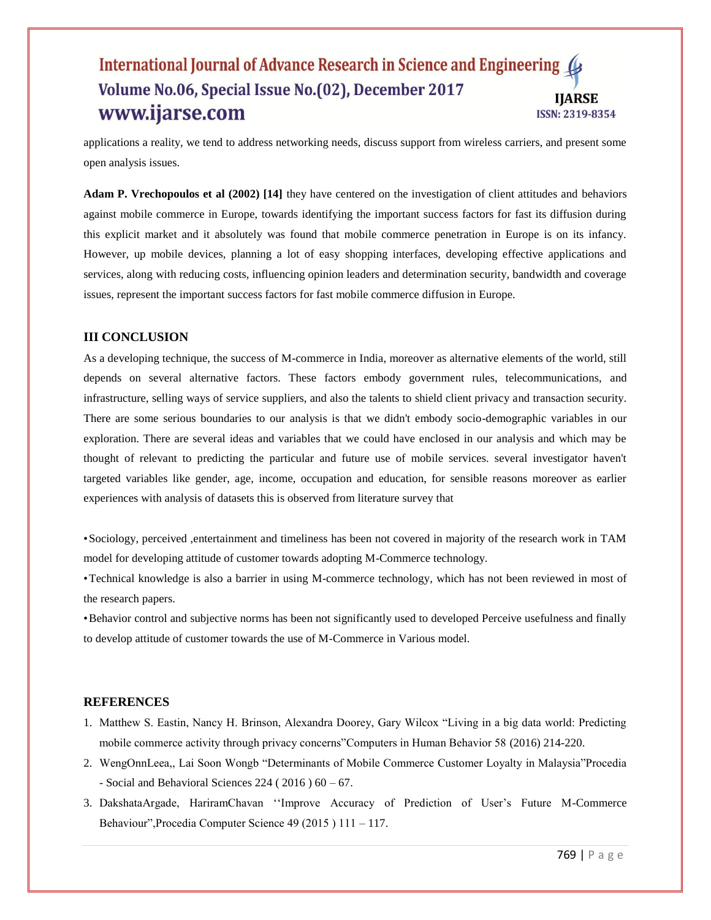applications a reality, we tend to address networking needs, discuss support from wireless carriers, and present some open analysis issues.

**Adam P. Vrechopoulos et al (2002) [14]** they have centered on the investigation of client attitudes and behaviors against mobile commerce in Europe, towards identifying the important success factors for fast its diffusion during this explicit market and it absolutely was found that mobile commerce penetration in Europe is on its infancy. However, up mobile devices, planning a lot of easy shopping interfaces, developing effective applications and services, along with reducing costs, influencing opinion leaders and determination security, bandwidth and coverage issues, represent the important success factors for fast mobile commerce diffusion in Europe.

## III CONCLUSION

As a developing technique, the success of M-commerce in India, moreover as alternative elements of the world, still depends on several alternative factors. These factors embody government rules, telecommunications, and infrastructure, selling ways of service suppliers, and also the talents to shield client privacy and transaction security. There are some serious boundaries to our analysis is that we didn't embody socio-demographic variables in our exploration. There are several ideas and variables that we could have enclosed in our analysis and which may be thought of relevant to predicting the particular and future use of mobile services. several investigator haven't targeted variables like gender, age, income, occupation and education, for sensible reasons moreover as earlier experiences with analysis of datasets this is observed from literature survey that

- Sociology, perceived ,entertainment and timeliness has been not covered in majority of the research work in TAM model for developing attitude of customer towards adopting M-Commerce technology.
- Technical knowledge is also a barrier in using M-commerce technology, which has not been reviewed in most of the research papers.
- Behavior control and subjective norms has been not significantly used to developed Perceive usefulness and finally to develop attitude of customer towards the use of M-Commerce in Various model.

## REFERENCES

1. Matthew S. Eastin, Nancy H. Brinson, Alexandra Doorey, Gary Wilcox "Living in a big data world: Predicting mobile commerce activity through privacy concerns"Computers in Human Behavior 58 (2016) 214-220.
2. WengOnnLeea,, Lai Soon Wongb "Determinants of Mobile Commerce Customer Loyalty in Malaysia"Procedia - Social and Behavioral Sciences 224 ( 2016 ) 60 – 67.
3. DakshataArgade, HariramChavan ''Improve Accuracy of Prediction of User's Future M-Commerce Behaviour",Procedia Computer Science 49 (2015 ) 111 – 117.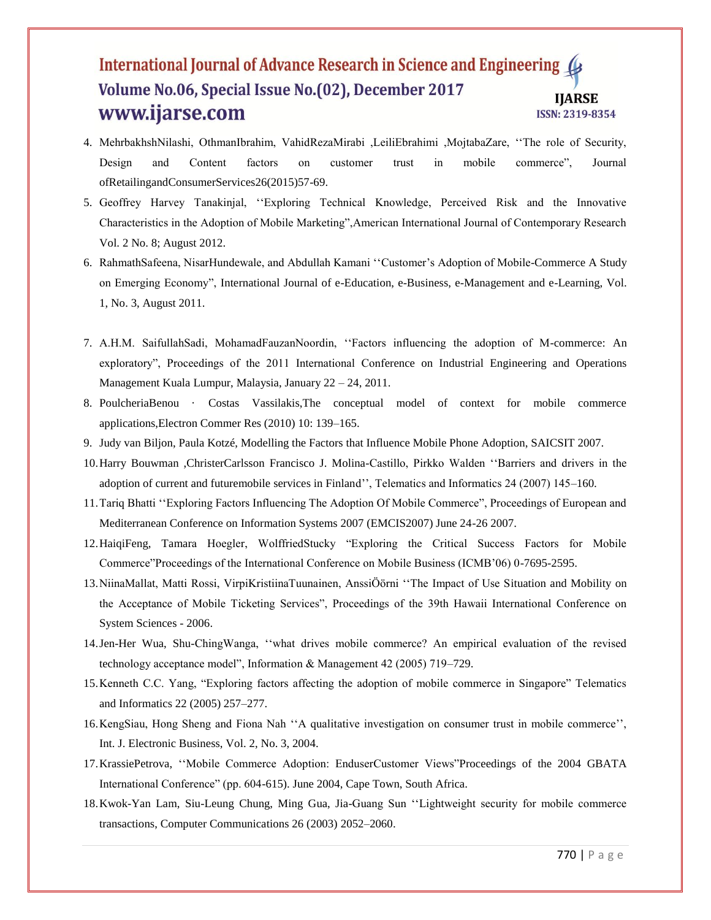4. MehrbakhshNilashi, OthmanIbrahim, VahidRezaMirabi ,LeiliEbrahimi ,MojtabaZare, ‘‘The role of Security, Design and Content factors on customer trust in mobile commerce”, Journal ofRetailingandConsumerServices26(2015)57-69.
5. Geoffrey Harvey Tanakinjal, ‘‘Exploring Technical Knowledge, Perceived Risk and the Innovative Characteristics in the Adoption of Mobile Marketing”,American International Journal of Contemporary Research Vol. 2 No. 8; August 2012.
6. RahmathSafeena, NisarHundewale, and Abdullah Kamani ‘‘Customer's Adoption of Mobile-Commerce A Study on Emerging Economy”, International Journal of e-Education, e-Business, e-Management and e-Learning, Vol. 1, No. 3, August 2011.
7. A.H.M. SaifullahSadi, MohamadFauzanNoordin, ‘‘Factors influencing the adoption of M-commerce: An exploratory”, Proceedings of the 2011 International Conference on Industrial Engineering and Operations Management Kuala Lumpur, Malaysia, January 22 – 24, 2011.
8. PoulcheriaBenou · Costas Vassilakis,The conceptual model of context for mobile commerce applications,Electron Commer Res (2010) 10: 139–165.
9. Judy van Biljon, Paula Kotzé, Modelling the Factors that Influence Mobile Phone Adoption, SAICSIT 2007.
10. Harry Bouwman ,ChristerCarlsson Francisco J. Molina-Castillo, Pirkko Walden ‘‘Barriers and drivers in the adoption of current and futuremobile services in Finland’’, Telematics and Informatics 24 (2007) 145–160.
11. Tariq Bhatti ‘‘Exploring Factors Influencing The Adoption Of Mobile Commerce”, Proceedings of European and Mediterranean Conference on Information Systems 2007 (EMCIS2007) June 24-26 2007.
12. HaiqiFeng, Tamara Hoegler, WolffriedStucky “Exploring the Critical Success Factors for Mobile Commerce”Proceedings of the International Conference on Mobile Business (ICMB'06) 0-7695-2595.
13. NiinaMallat, Matti Rossi, VirpiKristiinaTuunainen, AnssiÖörni ‘‘The Impact of Use Situation and Mobility on the Acceptance of Mobile Ticketing Services”, Proceedings of the 39th Hawaii International Conference on System Sciences - 2006.
14. Jen-Her Wua, Shu-ChingWanga, ‘‘what drives mobile commerce? An empirical evaluation of the revised technology acceptance model”, Information & Management 42 (2005) 719–729.
15. Kenneth C.C. Yang, “Exploring factors affecting the adoption of mobile commerce in Singapore” Telematics and Informatics 22 (2005) 257–277.
16. KengSiau, Hong Sheng and Fiona Nah ‘‘A qualitative investigation on consumer trust in mobile commerce’’, Int. J. Electronic Business, Vol. 2, No. 3, 2004.
17. KrassiePetrova, ‘‘Mobile Commerce Adoption: EnduserCustomer Views”Proceedings of the 2004 GBATA International Conference” (pp. 604-615). June 2004, Cape Town, South Africa.
18. Kwok-Yan Lam, Siu-Leung Chung, Ming Gua, Jia-Guang Sun ‘‘Lightweight security for mobile commerce transactions, Computer Communications 26 (2003) 2052–2060.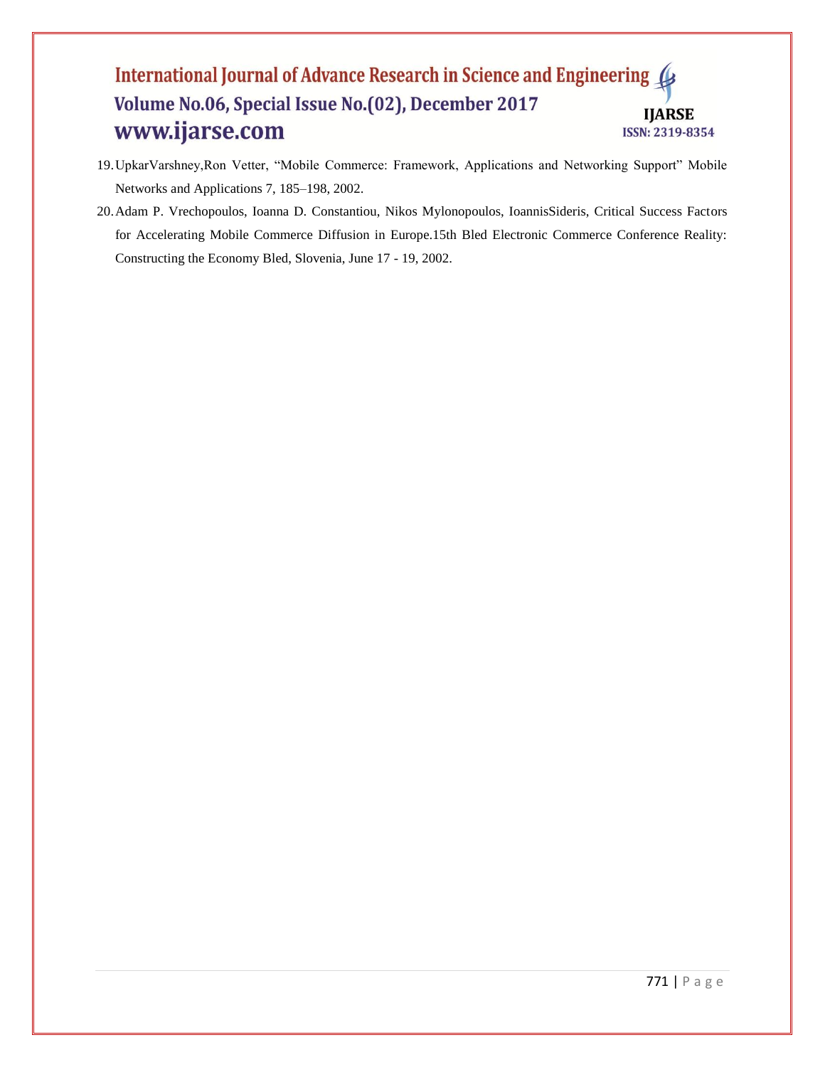19. UpkarVarshney,Ron Vetter, “Mobile Commerce: Framework, Applications and Networking Support” Mobile Networks and Applications 7, 185–198, 2002.
20. Adam P. Vrechopoulos, Ioanna D. Constantiou, Nikos Mylonopoulos, IoannisSideris, Critical Success Factors for Accelerating Mobile Commerce Diffusion in Europe.15th Bled Electronic Commerce Conference Reality: Constructing the Economy Bled, Slovenia, June 17 - 19, 2002.